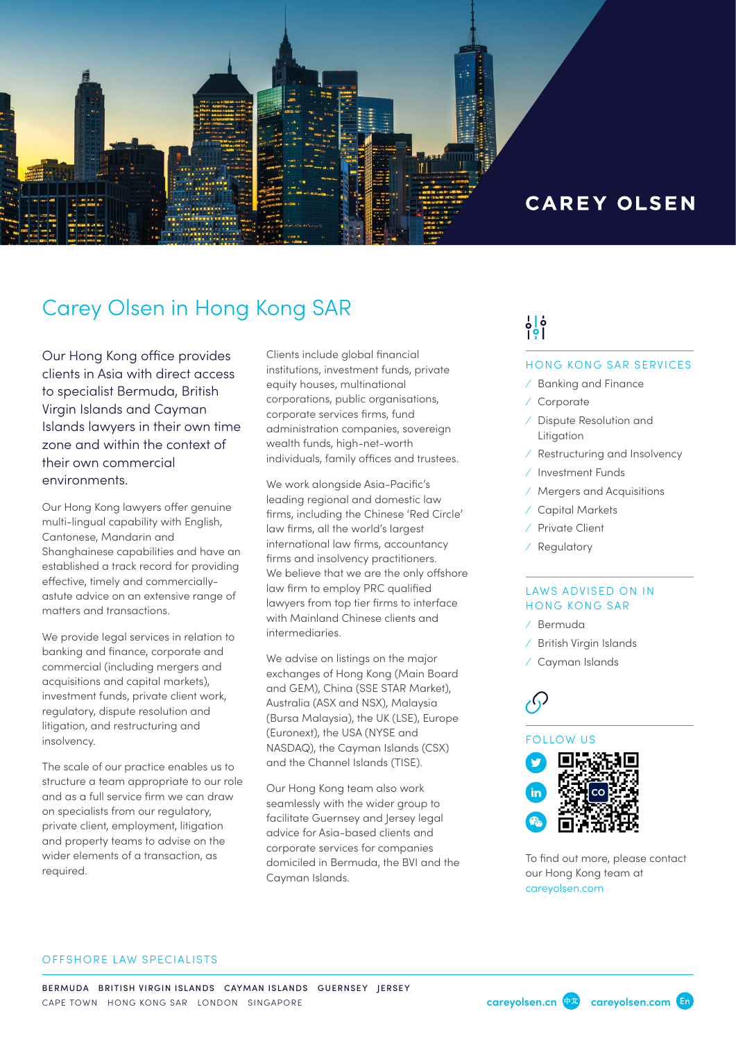CAREY OLSEN

# Carey Olsen in Hong Kong SAR

Our Hong Kong office provides clients in Asia with direct access to specialist Bermuda, British Virgin Islands and Cayman Islands lawyers in their own time zone and within the context of their own commercial environments.

Our Hong Kong lawyers offer genuine multi-lingual capability with English, Cantonese, Mandarin and Shanghainese capabilities and have an established a track record for providing effective, timely and commercially-astute advice on an extensive range of matters and transactions.

We provide legal services in relation to banking and finance, corporate and commercial (including mergers and acquisitions and capital markets), investment funds, private client work, regulatory, dispute resolution and litigation, and restructuring and insolvency.

The scale of our practice enables us to structure a team appropriate to our role and as a full service firm we can draw on specialists from our regulatory, private client, employment, litigation and property teams to advise on the wider elements of a transaction, as required.

Clients include global financial institutions, investment funds, private equity houses, multinational corporations, public organisations, corporate services firms, fund administration companies, sovereign wealth funds, high-net-worth individuals, family offices and trustees.

We work alongside Asia-Pacific's leading regional and domestic law firms, including the Chinese 'Red Circle' law firms, all the world's largest international law firms, accountancy firms and insolvency practitioners. We believe that we are the only offshore law firm to employ PRC qualified lawyers from top tier firms to interface with Mainland Chinese clients and intermediaries.

We advise on listings on the major exchanges of Hong Kong (Main Board and GEM), China (SSE STAR Market), Australia (ASX and NSX), Malaysia (Bursa Malaysia), the UK (LSE), Europe (Euronext), the USA (NYSE and NASDAQ), the Cayman Islands (CSX) and the Channel Islands (TISE).

Our Hong Kong team also work seamlessly with the wider group to facilitate Guernsey and Jersey legal advice for Asia-based clients and corporate services for companies domiciled in Bermuda, the BVI and the Cayman Islands.

## HONG KONG SAR SERVICES

- Banking and Finance
- Corporate
- Dispute Resolution and Litigation
- Restructuring and Insolvency
- Investment Funds
- Mergers and Acquisitions
- Capital Markets
- Private Client
- Regulatory

## LAWS ADVISED ON IN HONG KONG SAR

- Bermuda
- British Virgin Islands
- Cayman Islands

## FOLLOW US

To find out more, please contact our Hong Kong team at careyolsen.com

OFFSHORE LAW SPECIALISTS

BERMUDA BRITISH VIRGIN ISLANDS CAYMAN ISLANDS GUERNSEY JERSEY
CAPE TOWN HONG KONG SAR LONDON SINGAPORE

careyolsen.cn 中文 careyolsen.com En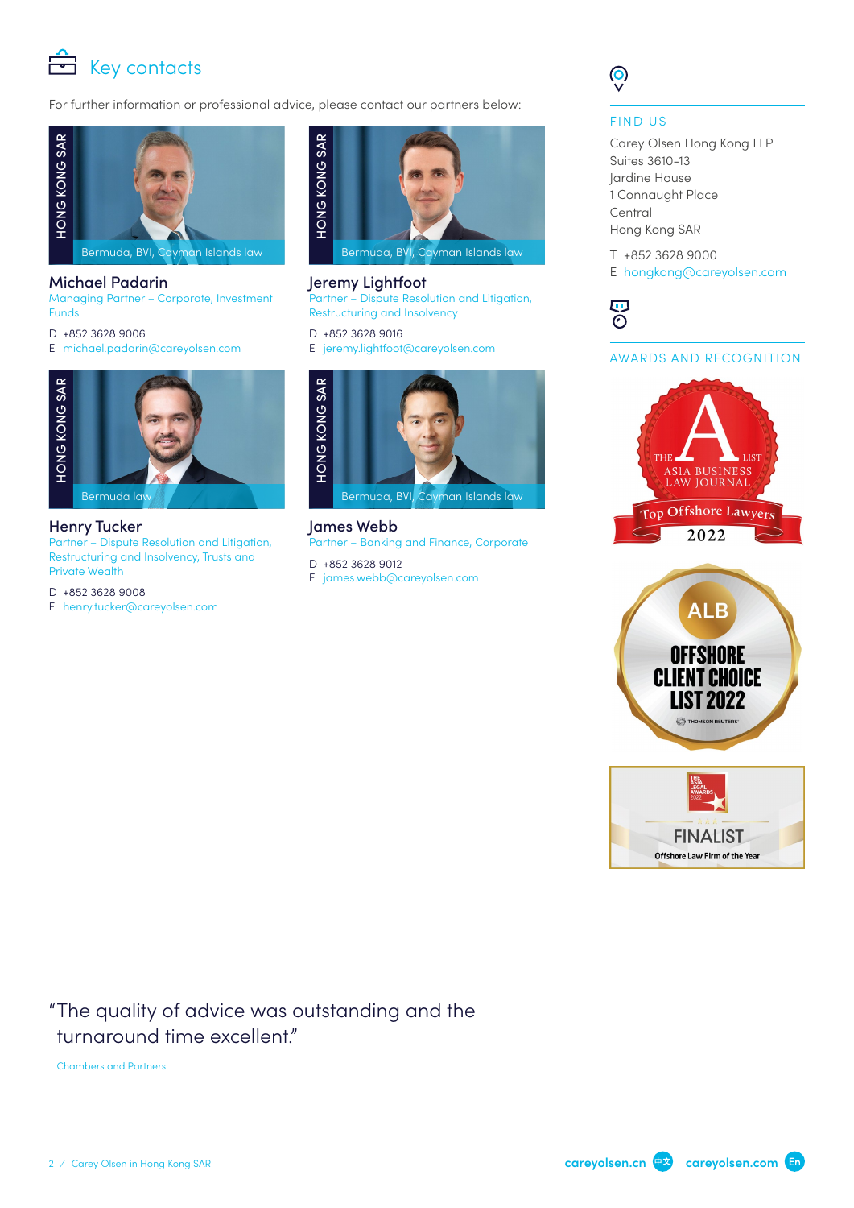# Key contacts

For further information or professional advice, please contact our partners below:

HONG KONG SAR

Bermuda, BVI, Cayman Islands law

### Michael Padarin

Managing Partner – Corporate, Investment Funds

D +852 3628 9006
E michael.padarin@careyolsen.com

HONG KONG SAR

Bermuda, BVI, Cayman Islands law

### Jeremy Lightfoot

Partner – Dispute Resolution and Litigation, Restructuring and Insolvency

D +852 3628 9016
E jeremy.lightfoot@careyolsen.com

HONG KONG SAR

Bermuda law

### Henry Tucker

Partner – Dispute Resolution and Litigation, Restructuring and Insolvency, Trusts and Private Wealth

D +852 3628 9008
E henry.tucker@careyolsen.com

HONG KONG SAR

Bermuda, BVI, Cayman Islands law

### James Webb

Partner – Banking and Finance, Corporate

D +852 3628 9012
E james.webb@careyolsen.com

## FIND US

Carey Olsen Hong Kong LLP
Suites 3610-13
Jardine House
1 Connaught Place
Central
Hong Kong SAR

T +852 3628 9000
E hongkong@careyolsen.com

## AWARDS AND RECOGNITION

THE A-LIST ASIA BUSINESS LAW JOURNAL
Top Offshore Lawyers 2022

ALB OFFSHORE CLIENT CHOICE LIST 2022
THOMSON REUTERS

THE ASIA LEGAL AWARDS 2022
FINALIST
Offshore Law Firm of the Year

"The quality of advice was outstanding and the turnaround time excellent."

Chambers and Partners

careyolsen.cn 中文 careyolsen.com En